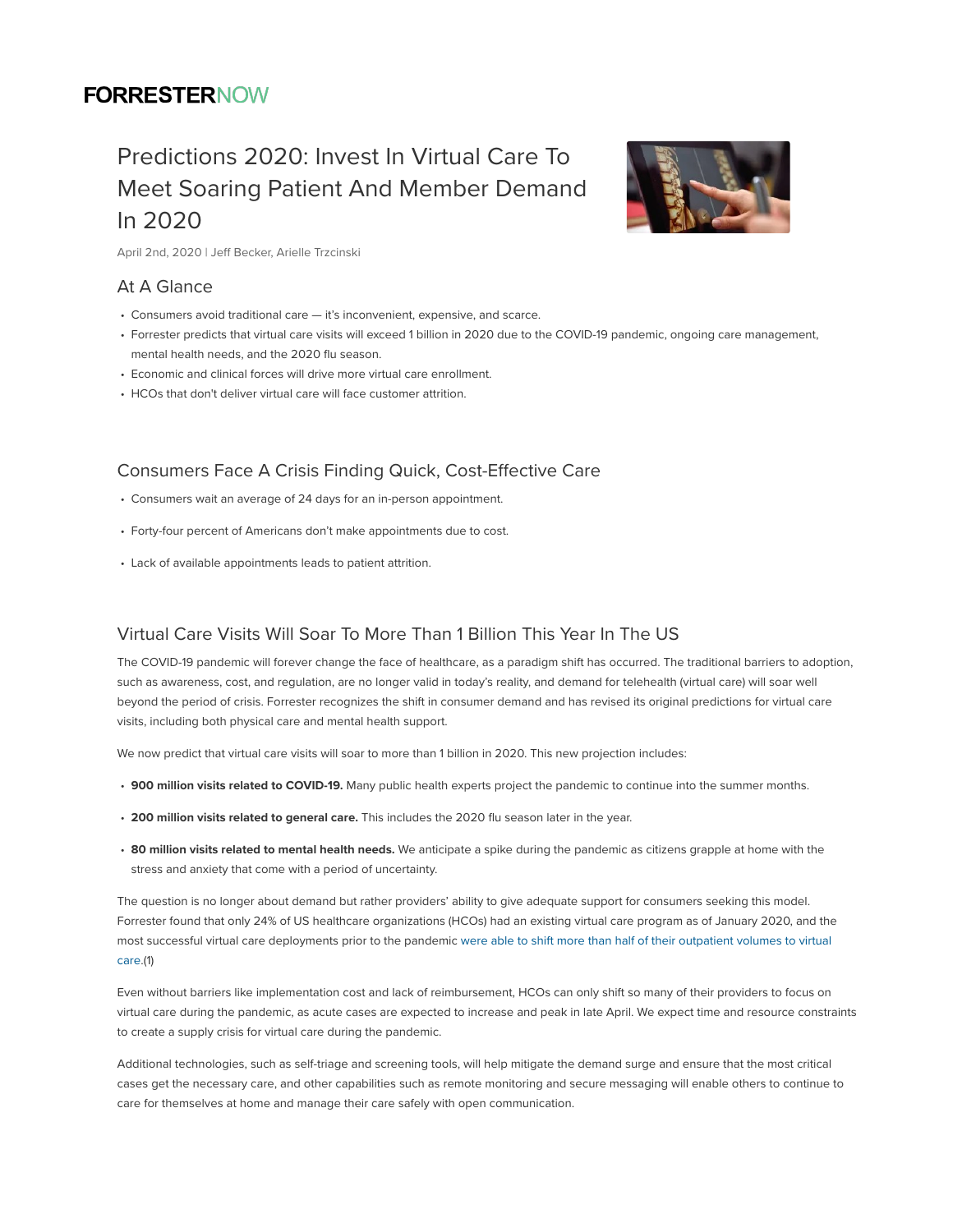FORRESTERNOW

# Predictions 2020: Invest In Virtual Care To Meet Soaring Patient And Member Demand In 2020

April 2nd, 2020 | Jeff Becker, Arielle Trzcinski

## At A Glance

- Consumers avoid traditional care — it's inconvenient, expensive, and scarce.
- Forrester predicts that virtual care visits will exceed 1 billion in 2020 due to the COVID-19 pandemic, ongoing care management, mental health needs, and the 2020 flu season.
- Economic and clinical forces will drive more virtual care enrollment.
- HCOs that don't deliver virtual care will face customer attrition.

## Consumers Face A Crisis Finding Quick, Cost-Effective Care

- Consumers wait an average of 24 days for an in-person appointment.
- Forty-four percent of Americans don't make appointments due to cost.
- Lack of available appointments leads to patient attrition.

## Virtual Care Visits Will Soar To More Than 1 Billion This Year In The US

The COVID-19 pandemic will forever change the face of healthcare, as a paradigm shift has occurred. The traditional barriers to adoption, such as awareness, cost, and regulation, are no longer valid in today's reality, and demand for telehealth (virtual care) will soar well beyond the period of crisis. Forrester recognizes the shift in consumer demand and has revised its original predictions for virtual care visits, including both physical care and mental health support.

We now predict that virtual care visits will soar to more than 1 billion in 2020. This new projection includes:

- **900 million visits related to COVID-19.** Many public health experts project the pandemic to continue into the summer months.
- **200 million visits related to general care.** This includes the 2020 flu season later in the year.
- **80 million visits related to mental health needs.** We anticipate a spike during the pandemic as citizens grapple at home with the stress and anxiety that come with a period of uncertainty.

The question is no longer about demand but rather providers' ability to give adequate support for consumers seeking this model. Forrester found that only 24% of US healthcare organizations (HCOs) had an existing virtual care program as of January 2020, and the most successful virtual care deployments prior to the pandemic were able to shift more than half of their outpatient volumes to virtual care.(1)

Even without barriers like implementation cost and lack of reimbursement, HCOs can only shift so many of their providers to focus on virtual care during the pandemic, as acute cases are expected to increase and peak in late April. We expect time and resource constraints to create a supply crisis for virtual care during the pandemic.

Additional technologies, such as self-triage and screening tools, will help mitigate the demand surge and ensure that the most critical cases get the necessary care, and other capabilities such as remote monitoring and secure messaging will enable others to continue to care for themselves at home and manage their care safely with open communication.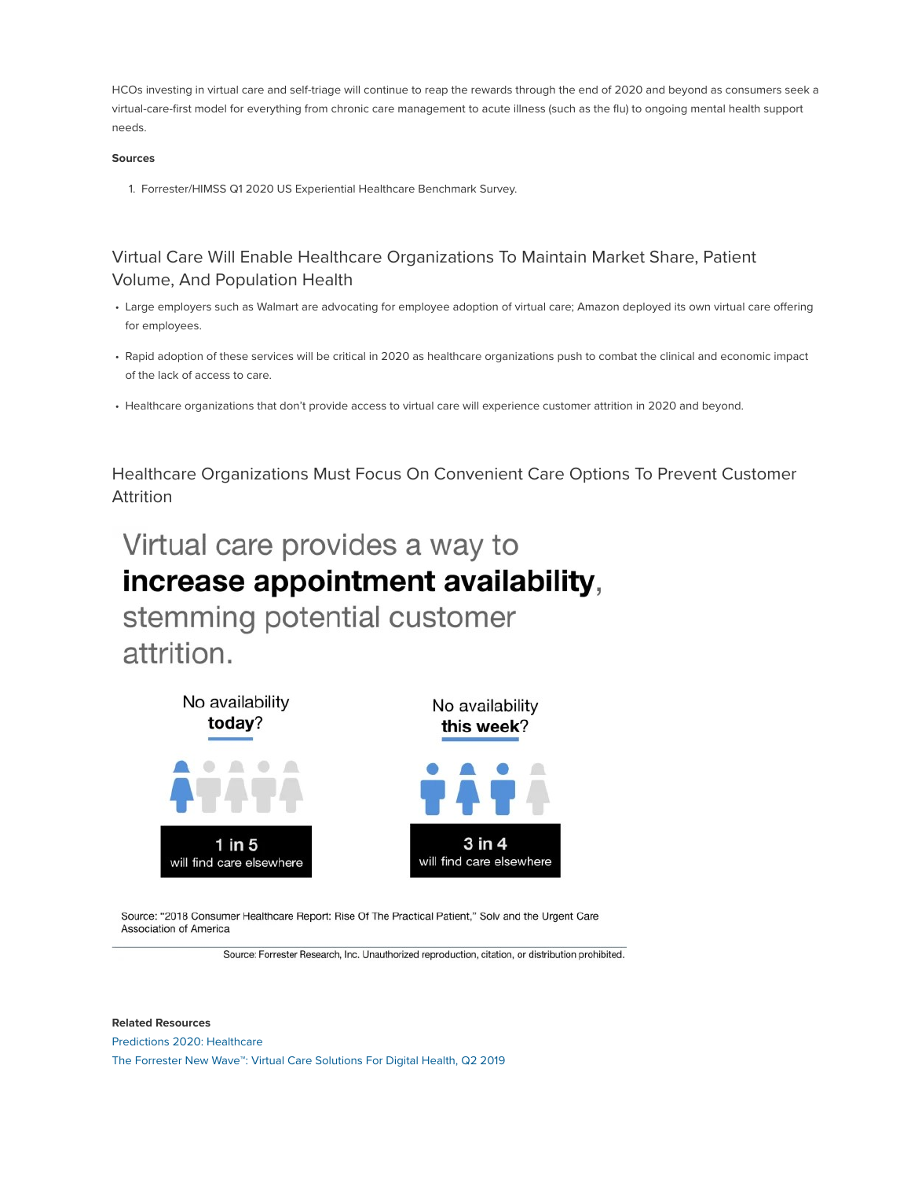HCOs investing in virtual care and self-triage will continue to reap the rewards through the end of 2020 and beyond as consumers seek a virtual-care-first model for everything from chronic care management to acute illness (such as the flu) to ongoing mental health support needs.

**Sources**

1. Forrester/HIMSS Q1 2020 US Experiential Healthcare Benchmark Survey.

## Virtual Care Will Enable Healthcare Organizations To Maintain Market Share, Patient Volume, And Population Health

- Large employers such as Walmart are advocating for employee adoption of virtual care; Amazon deployed its own virtual care offering for employees.
- Rapid adoption of these services will be critical in 2020 as healthcare organizations push to combat the clinical and economic impact of the lack of access to care.
- Healthcare organizations that don't provide access to virtual care will experience customer attrition in 2020 and beyond.

## Healthcare Organizations Must Focus On Convenient Care Options To Prevent Customer Attrition

Virtual care provides a way to **increase appointment availability**, stemming potential customer attrition.

No availability **today**?

**1 in 5** will find care elsewhere

No availability **this week**?

**3 in 4** will find care elsewhere

Source: "2018 Consumer Healthcare Report: Rise Of The Practical Patient," Solv and the Urgent Care Association of America

Source: Forrester Research, Inc. Unauthorized reproduction, citation, or distribution prohibited.

**Related Resources**

Predictions 2020: Healthcare

The Forrester New Wave™: Virtual Care Solutions For Digital Health, Q2 2019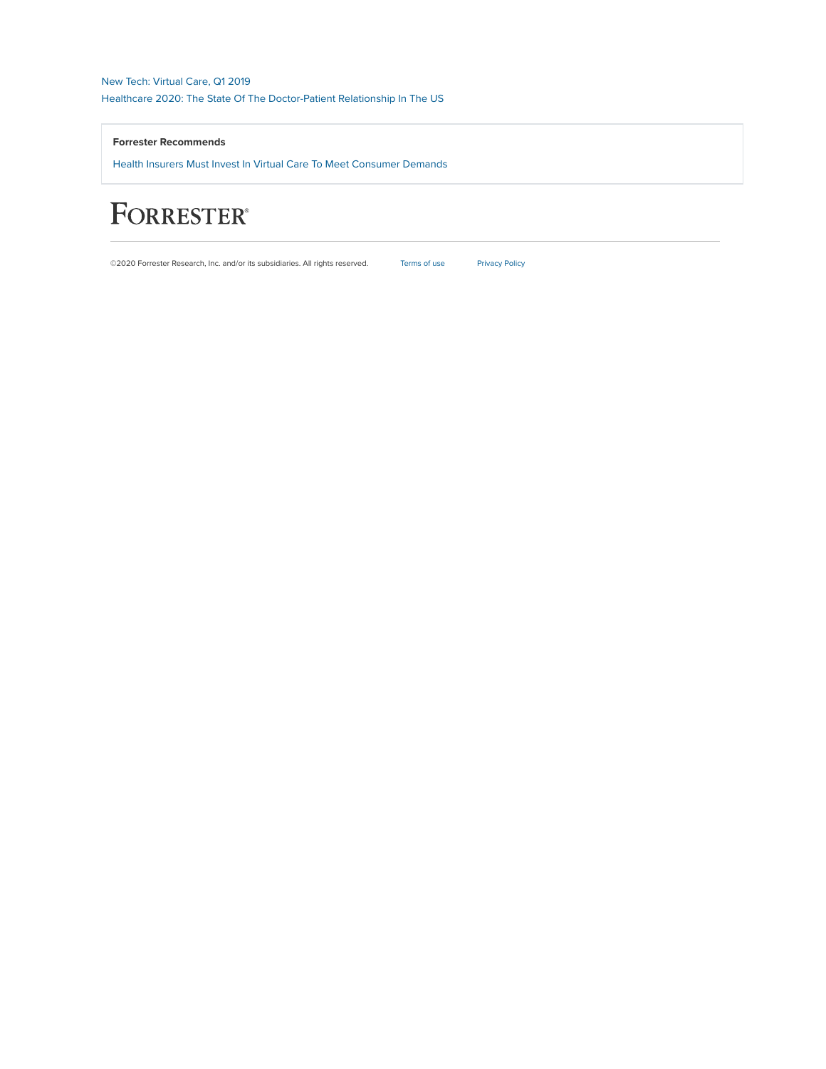New Tech: Virtual Care, Q1 2019

Healthcare 2020: The State Of The Doctor-Patient Relationship In The US

**Forrester Recommends**

Health Insurers Must Invest In Virtual Care To Meet Consumer Demands

FORRESTER®

©2020 Forrester Research, Inc. and/or its subsidiaries. All rights reserved. Terms of use Privacy Policy